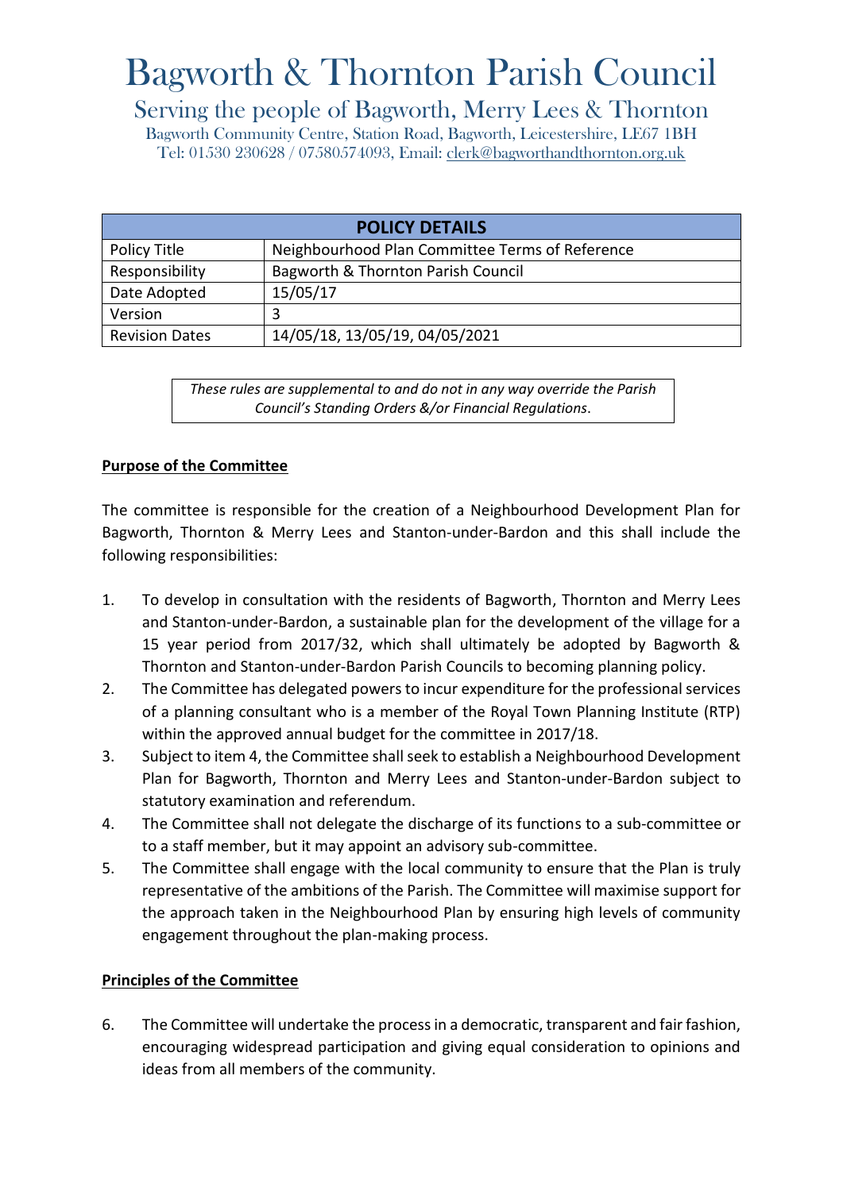# Bagworth & Thornton Parish Council

## Serving the people of Bagworth, Merry Lees & Thornton

Bagworth Community Centre, Station Road, Bagworth, Leicestershire, LE67 1BH
Tel: 01530 230628 / 07580574093, Email: clerk@bagworthandthornton.org.uk

| POLICY DETAILS | |
|---|---|
| Policy Title | Neighbourhood Plan Committee Terms of Reference |
| Responsibility | Bagworth & Thornton Parish Council |
| Date Adopted | 15/05/17 |
| Version | 3 |
| Revision Dates | 14/05/18, 13/05/19, 04/05/2021 |

*These rules are supplemental to and do not in any way override the Parish Council's Standing Orders &/or Financial Regulations*.

**Purpose of the Committee**

The committee is responsible for the creation of a Neighbourhood Development Plan for Bagworth, Thornton & Merry Lees and Stanton-under-Bardon and this shall include the following responsibilities:

1. To develop in consultation with the residents of Bagworth, Thornton and Merry Lees and Stanton-under-Bardon, a sustainable plan for the development of the village for a 15 year period from 2017/32, which shall ultimately be adopted by Bagworth & Thornton and Stanton-under-Bardon Parish Councils to becoming planning policy.
2. The Committee has delegated powers to incur expenditure for the professional services of a planning consultant who is a member of the Royal Town Planning Institute (RTP) within the approved annual budget for the committee in 2017/18.
3. Subject to item 4, the Committee shall seek to establish a Neighbourhood Development Plan for Bagworth, Thornton and Merry Lees and Stanton-under-Bardon subject to statutory examination and referendum.
4. The Committee shall not delegate the discharge of its functions to a sub-committee or to a staff member, but it may appoint an advisory sub-committee.
5. The Committee shall engage with the local community to ensure that the Plan is truly representative of the ambitions of the Parish. The Committee will maximise support for the approach taken in the Neighbourhood Plan by ensuring high levels of community engagement throughout the plan-making process.

**Principles of the Committee**

6. The Committee will undertake the process in a democratic, transparent and fair fashion, encouraging widespread participation and giving equal consideration to opinions and ideas from all members of the community.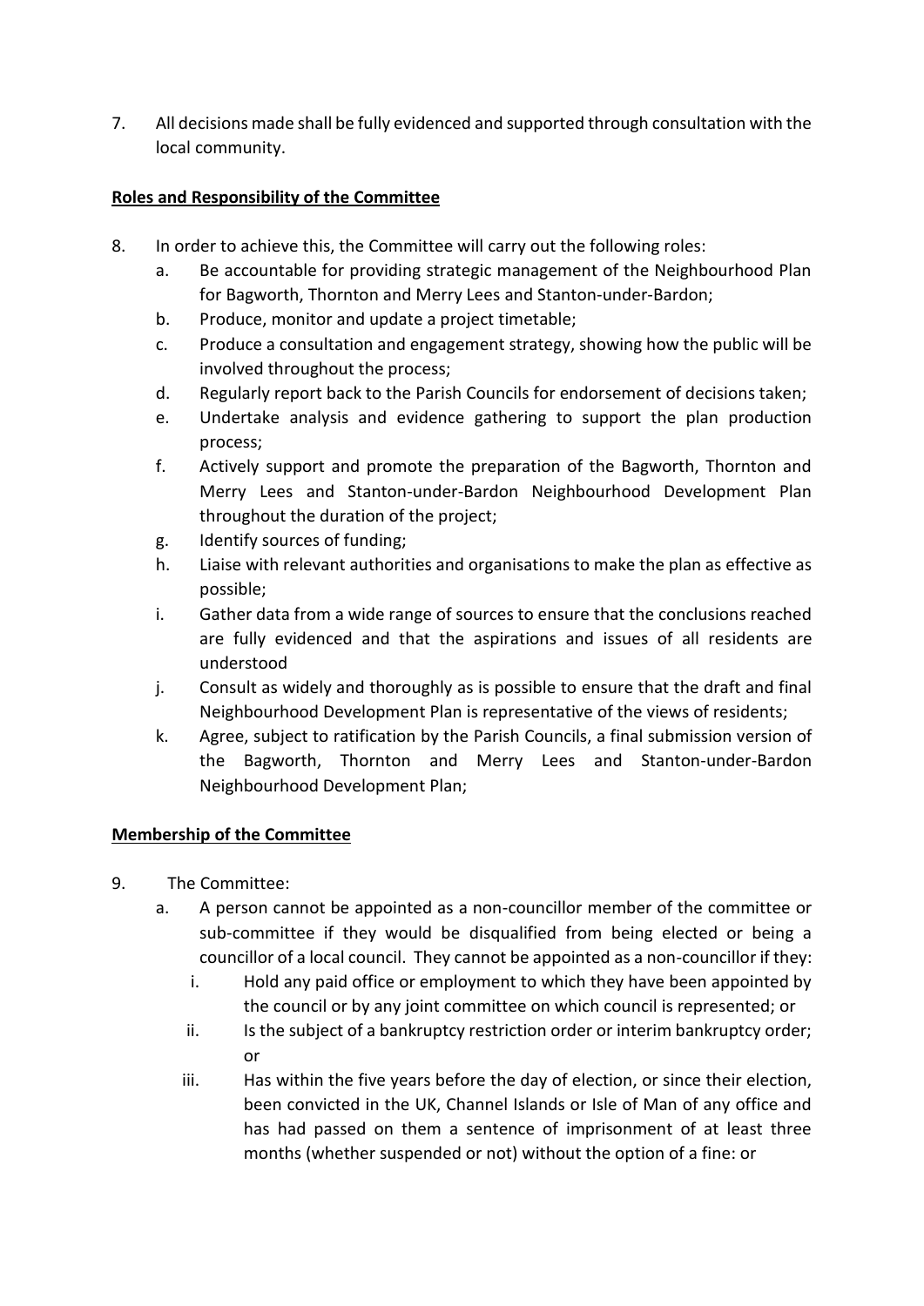7. All decisions made shall be fully evidenced and supported through consultation with the local community.

**<u>Roles and Responsibility of the Committee</u>**

8. In order to achieve this, the Committee will carry out the following roles:
   a. Be accountable for providing strategic management of the Neighbourhood Plan for Bagworth, Thornton and Merry Lees and Stanton-under-Bardon;
   b. Produce, monitor and update a project timetable;
   c. Produce a consultation and engagement strategy, showing how the public will be involved throughout the process;
   d. Regularly report back to the Parish Councils for endorsement of decisions taken;
   e. Undertake analysis and evidence gathering to support the plan production process;
   f. Actively support and promote the preparation of the Bagworth, Thornton and Merry Lees and Stanton-under-Bardon Neighbourhood Development Plan throughout the duration of the project;
   g. Identify sources of funding;
   h. Liaise with relevant authorities and organisations to make the plan as effective as possible;
   i. Gather data from a wide range of sources to ensure that the conclusions reached are fully evidenced and that the aspirations and issues of all residents are understood
   j. Consult as widely and thoroughly as is possible to ensure that the draft and final Neighbourhood Development Plan is representative of the views of residents;
   k. Agree, subject to ratification by the Parish Councils, a final submission version of the Bagworth, Thornton and Merry Lees and Stanton-under-Bardon Neighbourhood Development Plan;

**<u>Membership of the Committee</u>**

9. The Committee:
   a. A person cannot be appointed as a non-councillor member of the committee or sub-committee if they would be disqualified from being elected or being a councillor of a local council. They cannot be appointed as a non-councillor if they:
      i. Hold any paid office or employment to which they have been appointed by the council or by any joint committee on which council is represented; or
      ii. Is the subject of a bankruptcy restriction order or interim bankruptcy order; or
      iii. Has within the five years before the day of election, or since their election, been convicted in the UK, Channel Islands or Isle of Man of any office and has had passed on them a sentence of imprisonment of at least three months (whether suspended or not) without the option of a fine: or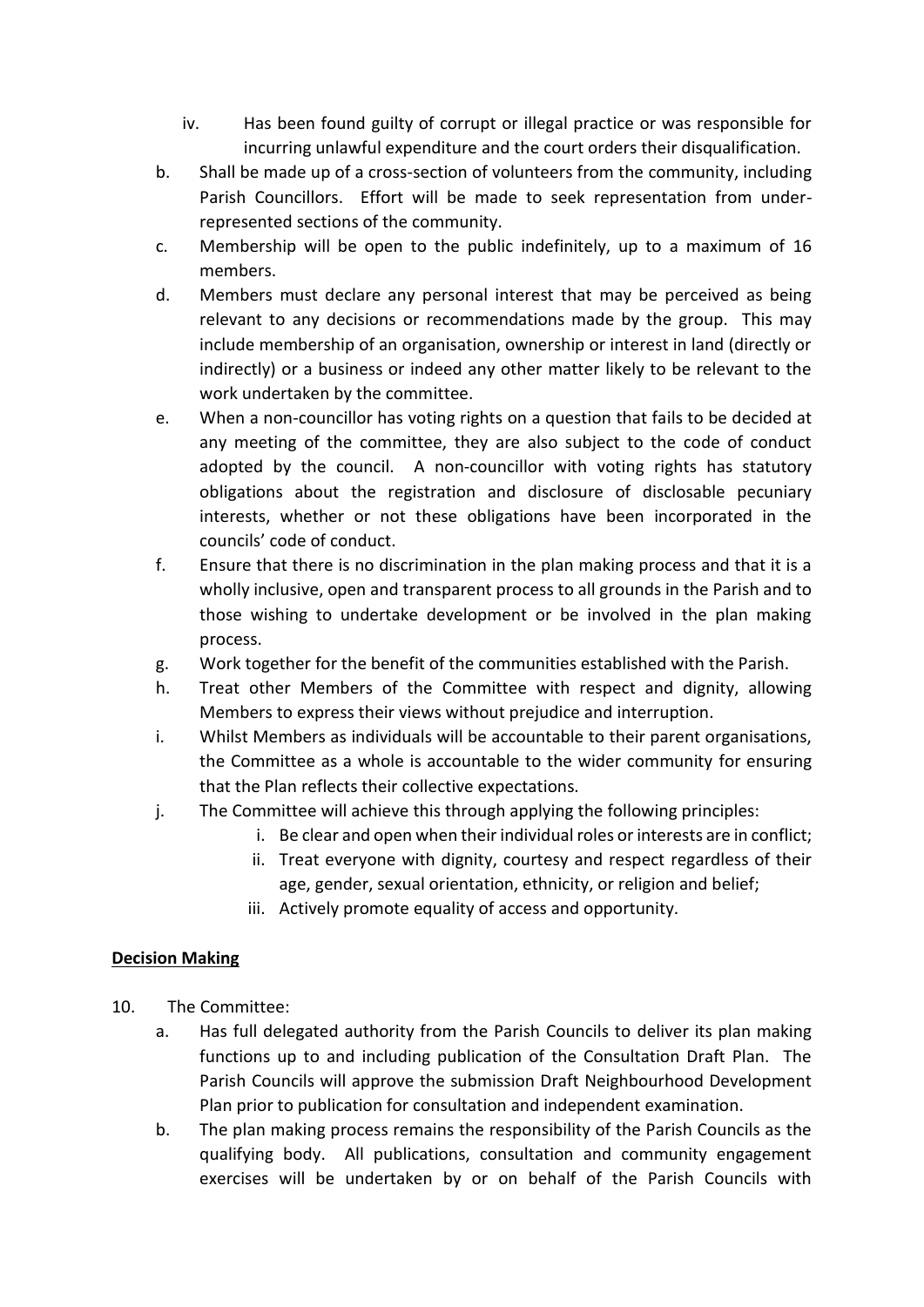iv. Has been found guilty of corrupt or illegal practice or was responsible for incurring unlawful expenditure and the court orders their disqualification.

b. Shall be made up of a cross-section of volunteers from the community, including Parish Councillors. Effort will be made to seek representation from under-represented sections of the community.

c. Membership will be open to the public indefinitely, up to a maximum of 16 members.

d. Members must declare any personal interest that may be perceived as being relevant to any decisions or recommendations made by the group. This may include membership of an organisation, ownership or interest in land (directly or indirectly) or a business or indeed any other matter likely to be relevant to the work undertaken by the committee.

e. When a non-councillor has voting rights on a question that fails to be decided at any meeting of the committee, they are also subject to the code of conduct adopted by the council. A non-councillor with voting rights has statutory obligations about the registration and disclosure of disclosable pecuniary interests, whether or not these obligations have been incorporated in the councils' code of conduct.

f. Ensure that there is no discrimination in the plan making process and that it is a wholly inclusive, open and transparent process to all grounds in the Parish and to those wishing to undertake development or be involved in the plan making process.

g. Work together for the benefit of the communities established with the Parish.

h. Treat other Members of the Committee with respect and dignity, allowing Members to express their views without prejudice and interruption.

i. Whilst Members as individuals will be accountable to their parent organisations, the Committee as a whole is accountable to the wider community for ensuring that the Plan reflects their collective expectations.

j. The Committee will achieve this through applying the following principles:

   i. Be clear and open when their individual roles or interests are in conflict;
   ii. Treat everyone with dignity, courtesy and respect regardless of their age, gender, sexual orientation, ethnicity, or religion and belief;
   iii. Actively promote equality of access and opportunity.

**Decision Making**

10. The Committee:

a. Has full delegated authority from the Parish Councils to deliver its plan making functions up to and including publication of the Consultation Draft Plan. The Parish Councils will approve the submission Draft Neighbourhood Development Plan prior to publication for consultation and independent examination.

b. The plan making process remains the responsibility of the Parish Councils as the qualifying body. All publications, consultation and community engagement exercises will be undertaken by or on behalf of the Parish Councils with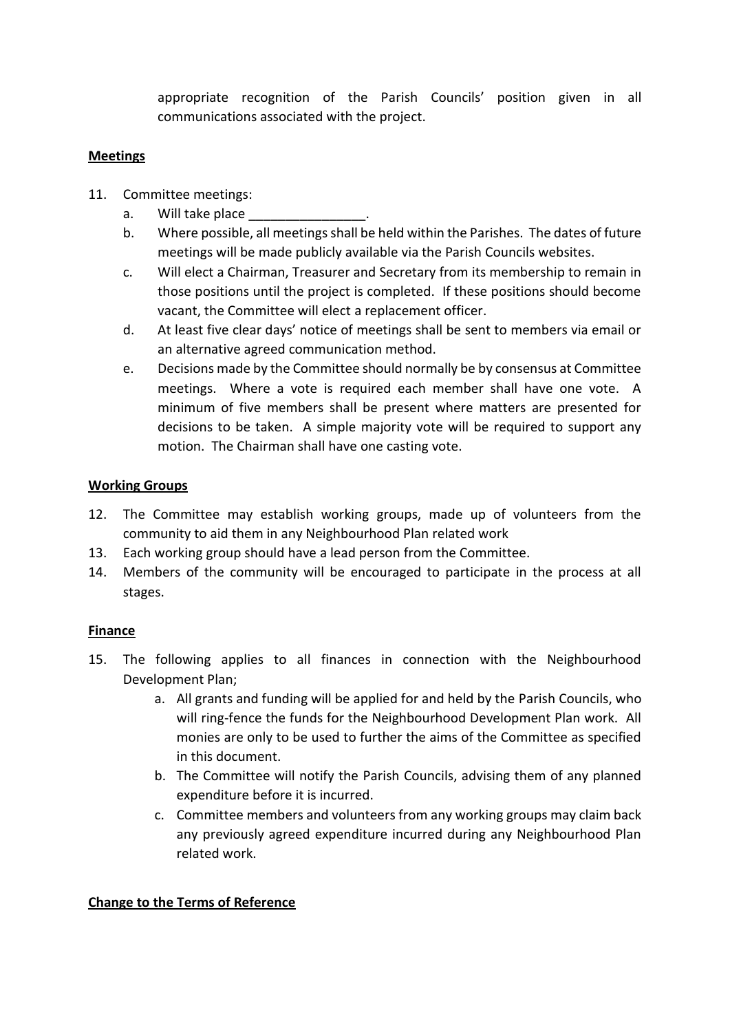appropriate recognition of the Parish Councils' position given in all communications associated with the project.

**Meetings**

11. Committee meetings:
    a. Will take place ________________.
    b. Where possible, all meetings shall be held within the Parishes. The dates of future meetings will be made publicly available via the Parish Councils websites.
    c. Will elect a Chairman, Treasurer and Secretary from its membership to remain in those positions until the project is completed. If these positions should become vacant, the Committee will elect a replacement officer.
    d. At least five clear days' notice of meetings shall be sent to members via email or an alternative agreed communication method.
    e. Decisions made by the Committee should normally be by consensus at Committee meetings. Where a vote is required each member shall have one vote. A minimum of five members shall be present where matters are presented for decisions to be taken. A simple majority vote will be required to support any motion. The Chairman shall have one casting vote.

**Working Groups**

12. The Committee may establish working groups, made up of volunteers from the community to aid them in any Neighbourhood Plan related work
13. Each working group should have a lead person from the Committee.
14. Members of the community will be encouraged to participate in the process at all stages.

**Finance**

15. The following applies to all finances in connection with the Neighbourhood Development Plan;
    a. All grants and funding will be applied for and held by the Parish Councils, who will ring-fence the funds for the Neighbourhood Development Plan work. All monies are only to be used to further the aims of the Committee as specified in this document.
    b. The Committee will notify the Parish Councils, advising them of any planned expenditure before it is incurred.
    c. Committee members and volunteers from any working groups may claim back any previously agreed expenditure incurred during any Neighbourhood Plan related work.

**Change to the Terms of Reference**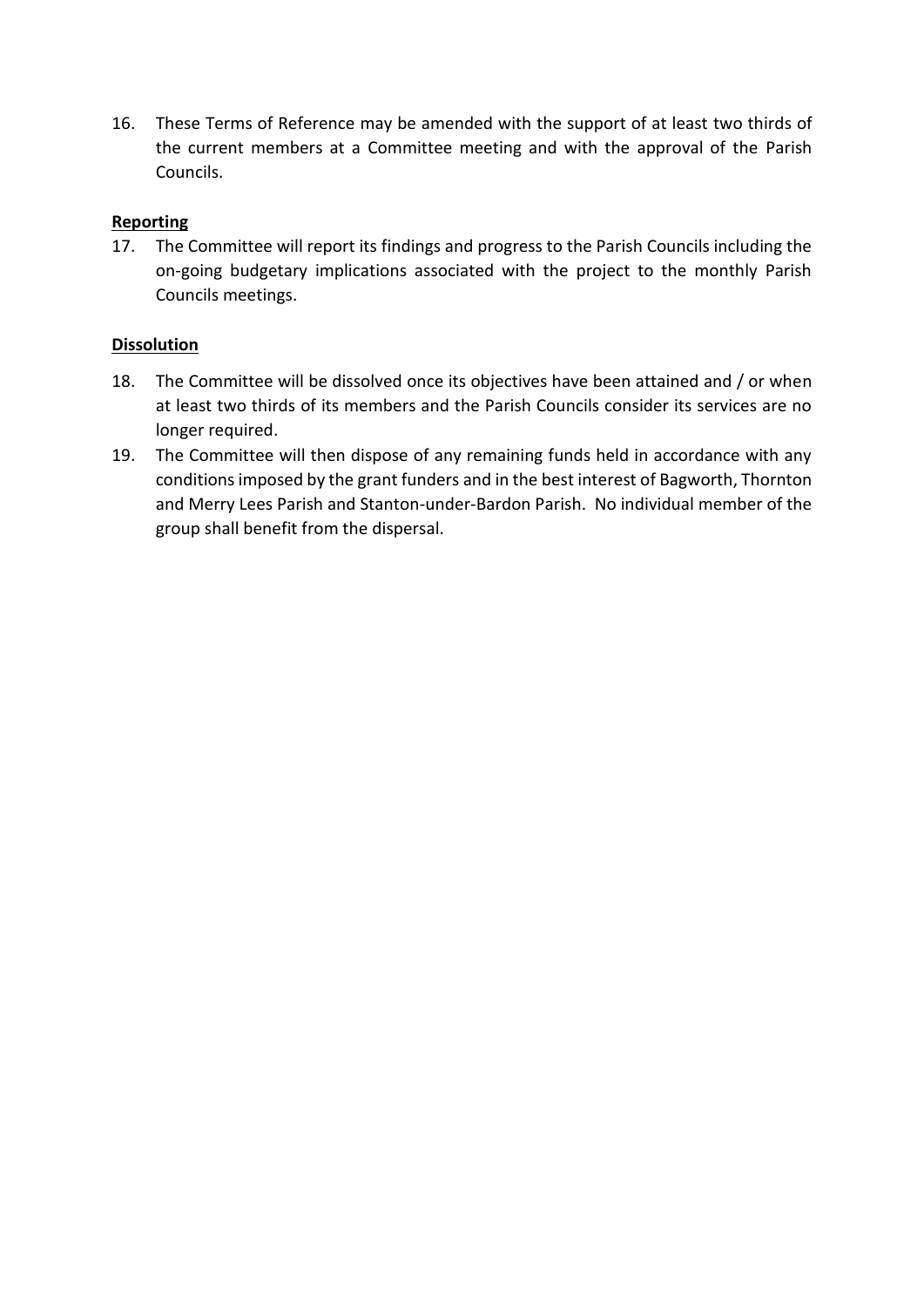16. These Terms of Reference may be amended with the support of at least two thirds of the current members at a Committee meeting and with the approval of the Parish Councils.

**Reporting**

17. The Committee will report its findings and progress to the Parish Councils including the on-going budgetary implications associated with the project to the monthly Parish Councils meetings.

**Dissolution**

18. The Committee will be dissolved once its objectives have been attained and / or when at least two thirds of its members and the Parish Councils consider its services are no longer required.
19. The Committee will then dispose of any remaining funds held in accordance with any conditions imposed by the grant funders and in the best interest of Bagworth, Thornton and Merry Lees Parish and Stanton-under-Bardon Parish. No individual member of the group shall benefit from the dispersal.